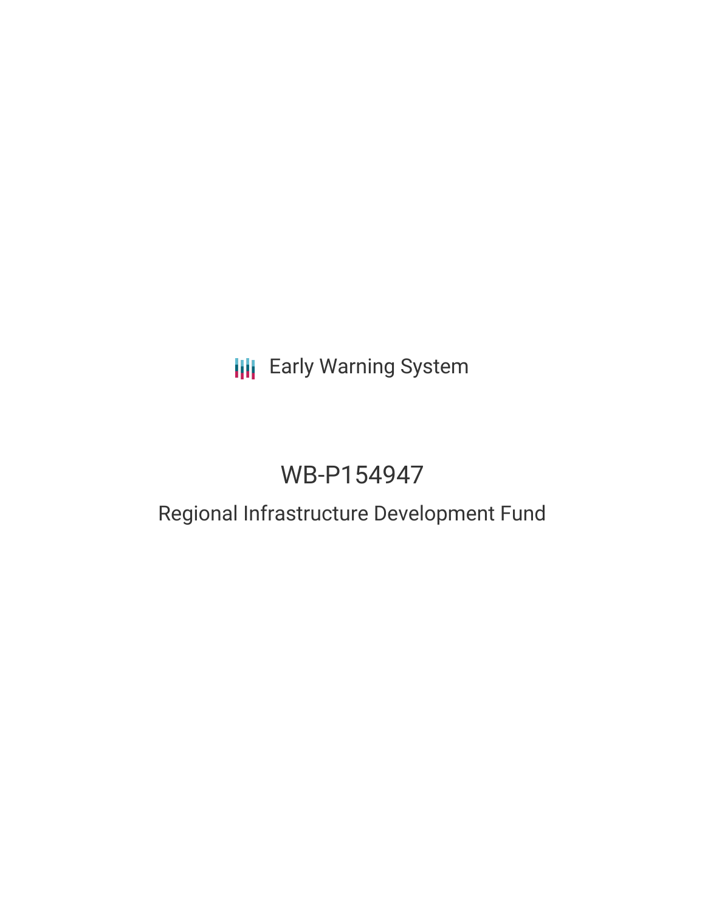Early Warning System

# WB-P154947

## Regional Infrastructure Development Fund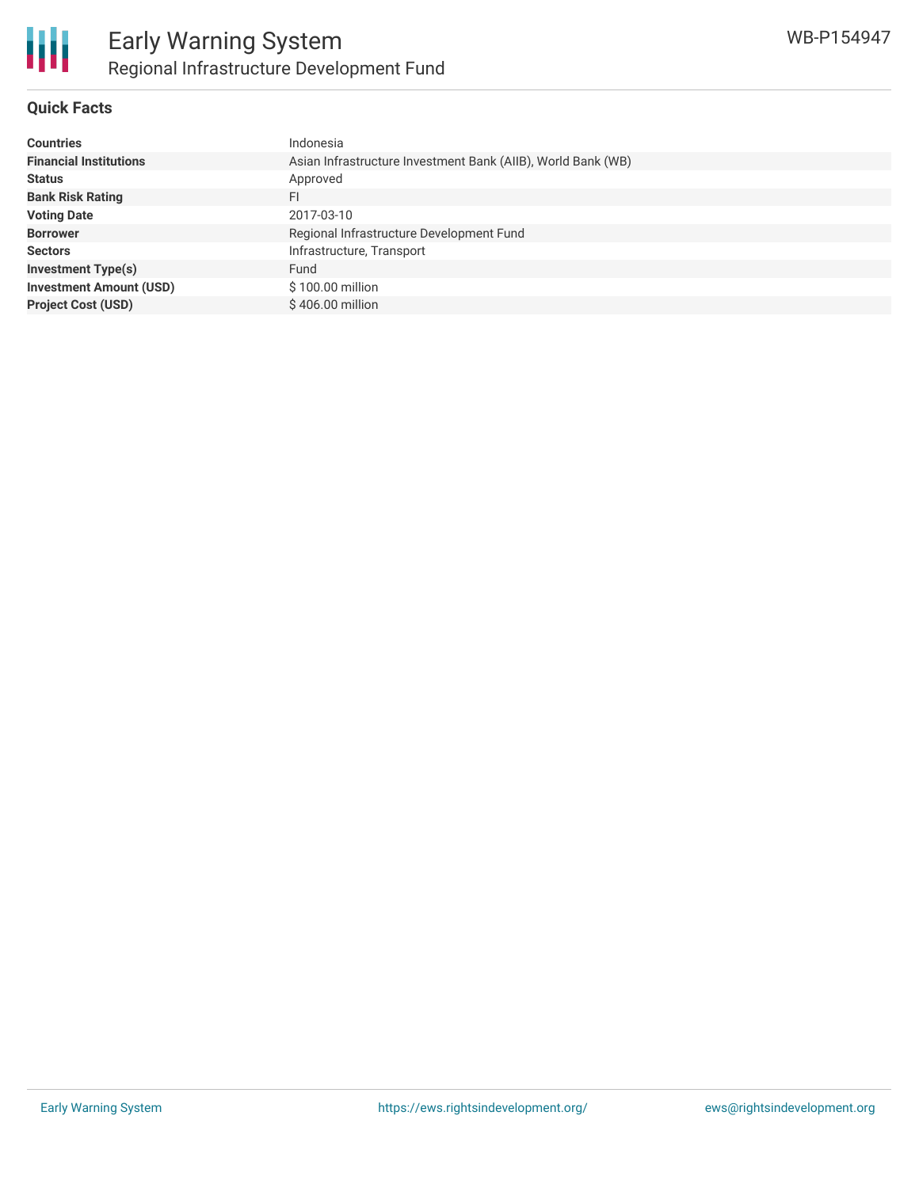# Early Warning System

## Regional Infrastructure Development Fund

WB-P154947

### Quick Facts

| | |
|---|---|
| **Countries** | Indonesia |
| **Financial Institutions** | Asian Infrastructure Investment Bank (AIIB), World Bank (WB) |
| **Status** | Approved |
| **Bank Risk Rating** | FI |
| **Voting Date** | 2017-03-10 |
| **Borrower** | Regional Infrastructure Development Fund |
| **Sectors** | Infrastructure, Transport |
| **Investment Type(s)** | Fund |
| **Investment Amount (USD)** | $ 100.00 million |
| **Project Cost (USD)** | $ 406.00 million |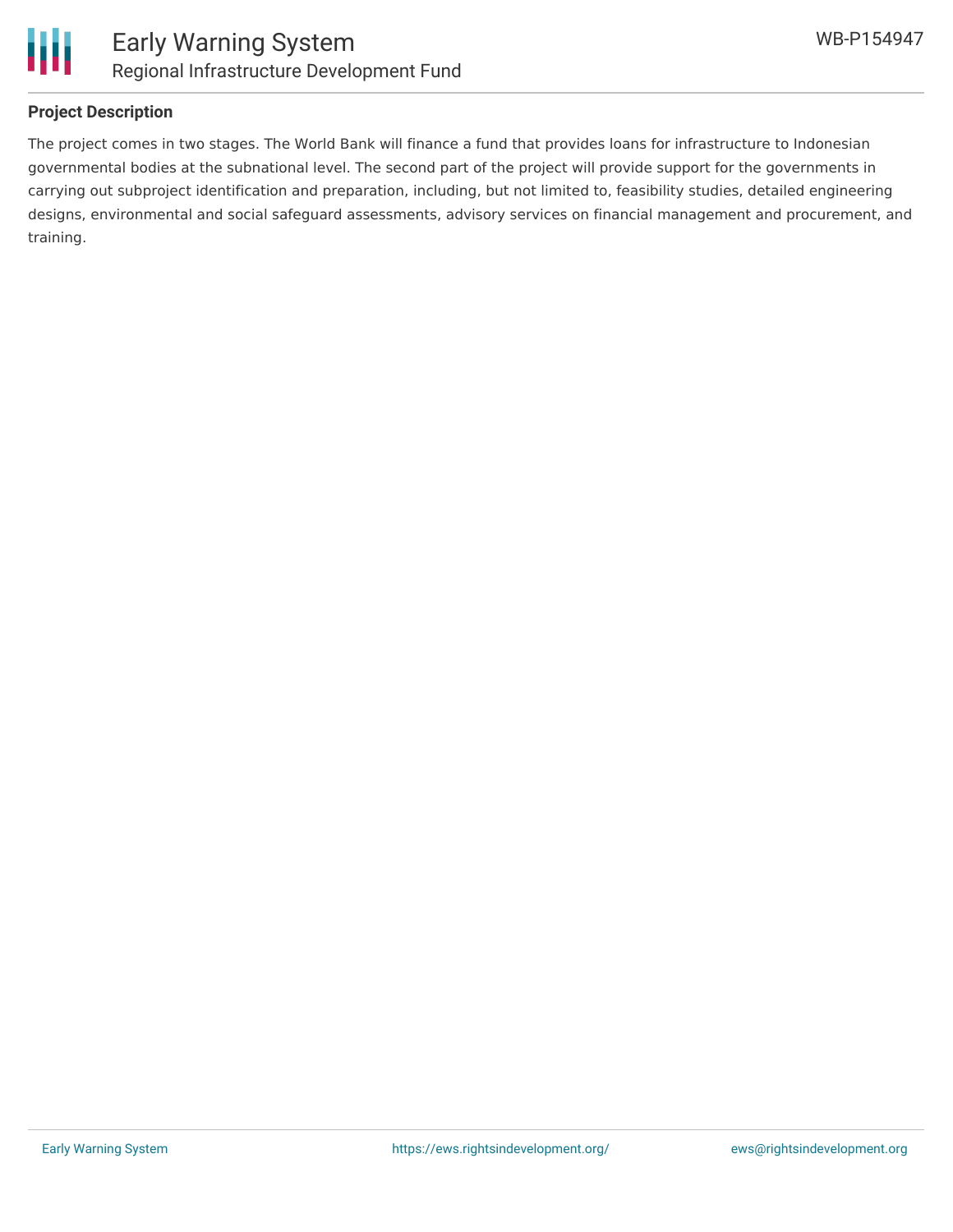## Project Description

The project comes in two stages. The World Bank will finance a fund that provides loans for infrastructure to Indonesian governmental bodies at the subnational level. The second part of the project will provide support for the governments in carrying out subproject identification and preparation, including, but not limited to, feasibility studies, detailed engineering designs, environmental and social safeguard assessments, advisory services on financial management and procurement, and training.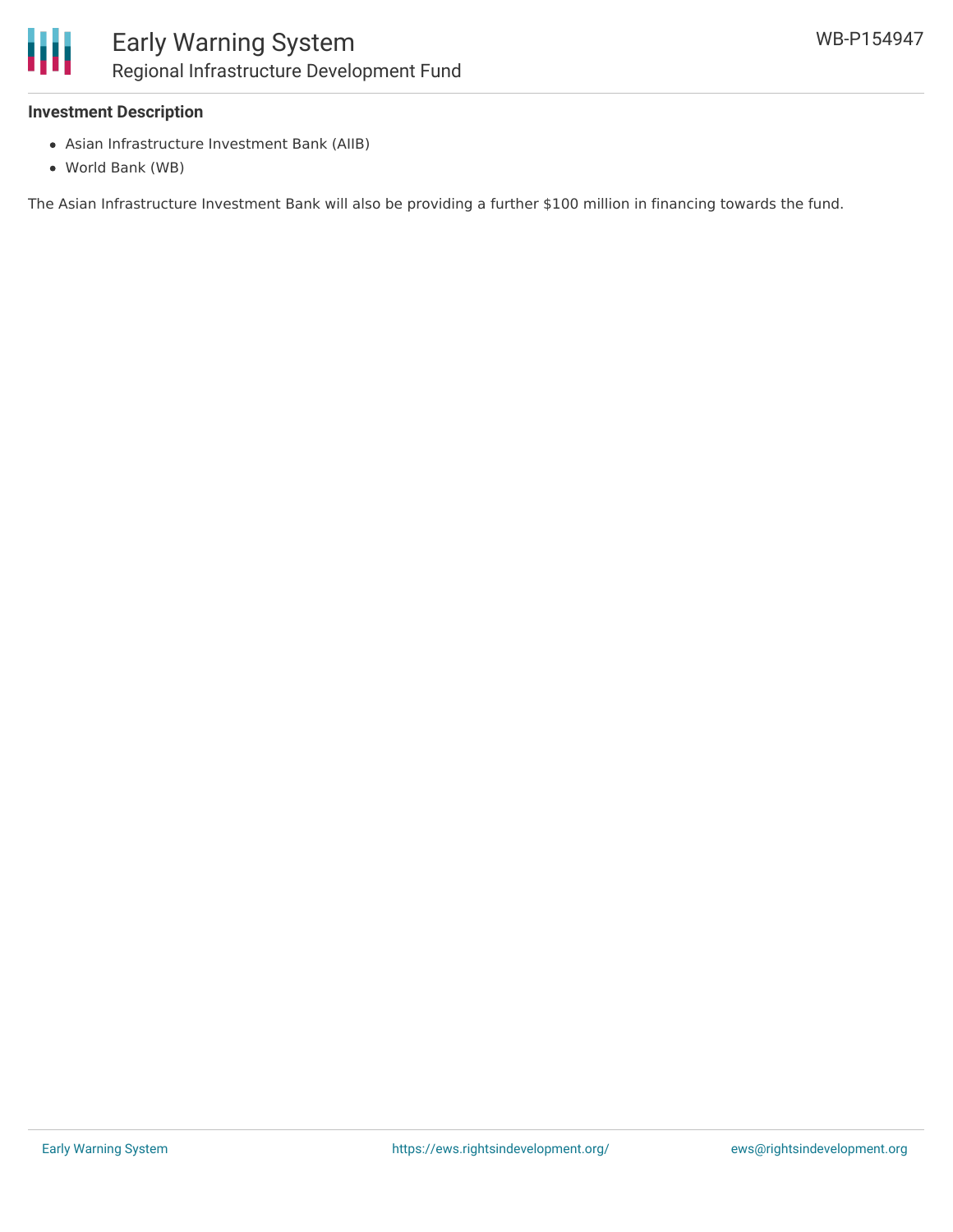**Investment Description**

- Asian Infrastructure Investment Bank (AIIB)
- World Bank (WB)

The Asian Infrastructure Investment Bank will also be providing a further $100 million in financing towards the fund.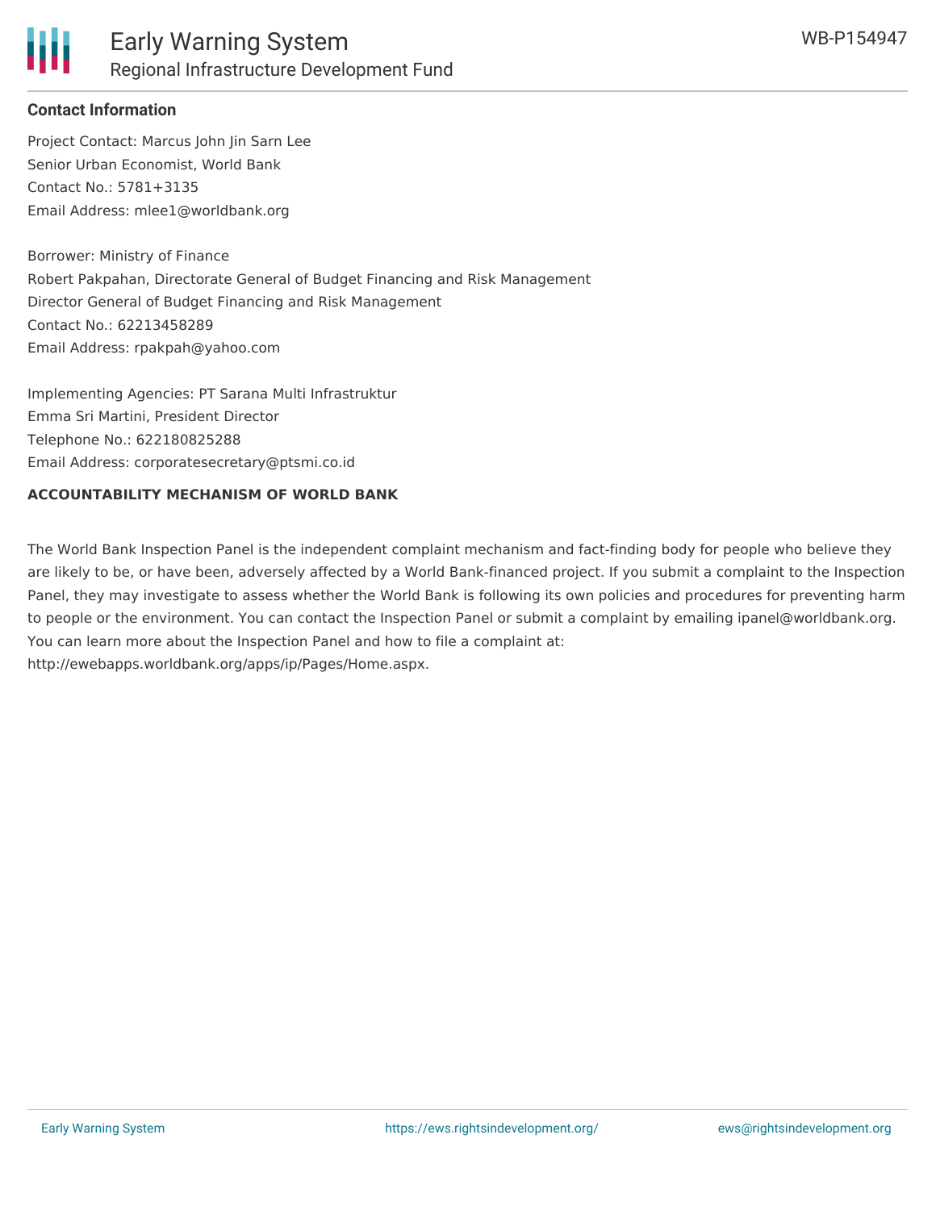### Contact Information

Project Contact: Marcus John Jin Sarn Lee
Senior Urban Economist, World Bank
Contact No.: 5781+3135
Email Address: mlee1@worldbank.org

Borrower: Ministry of Finance
Robert Pakpahan, Directorate General of Budget Financing and Risk Management
Director General of Budget Financing and Risk Management
Contact No.: 62213458289
Email Address: rpakpah@yahoo.com

Implementing Agencies: PT Sarana Multi Infrastruktur
Emma Sri Martini, President Director
Telephone No.: 622180825288
Email Address: corporatesecretary@ptsmi.co.id

**ACCOUNTABILITY MECHANISM OF WORLD BANK**

The World Bank Inspection Panel is the independent complaint mechanism and fact-finding body for people who believe they are likely to be, or have been, adversely affected by a World Bank-financed project. If you submit a complaint to the Inspection Panel, they may investigate to assess whether the World Bank is following its own policies and procedures for preventing harm to people or the environment. You can contact the Inspection Panel or submit a complaint by emailing ipanel@worldbank.org. You can learn more about the Inspection Panel and how to file a complaint at: http://ewebapps.worldbank.org/apps/ip/Pages/Home.aspx.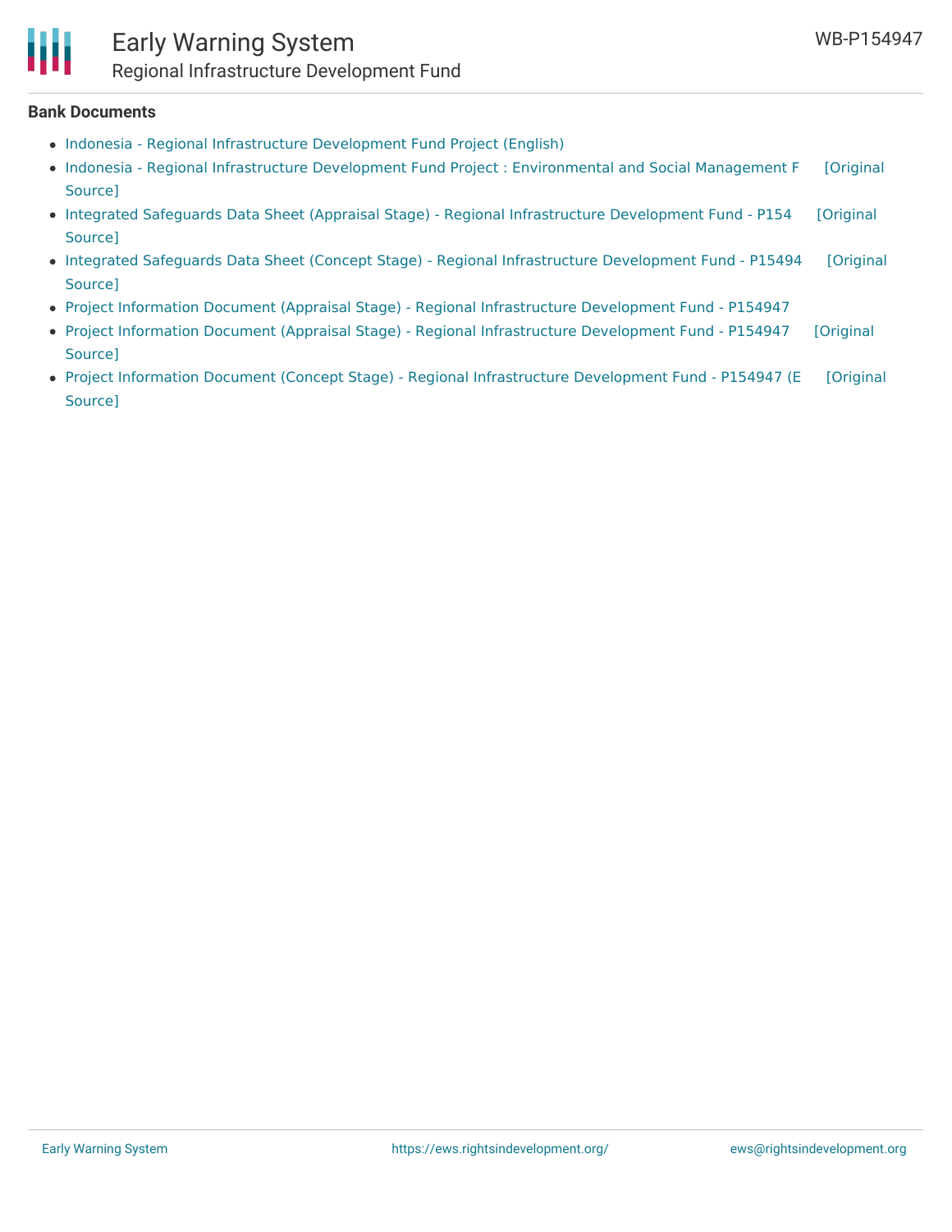**Bank Documents**

- Indonesia - Regional Infrastructure Development Fund Project (English)
- Indonesia - Regional Infrastructure Development Fund Project : Environmental and Social Management F [Original Source]
- Integrated Safeguards Data Sheet (Appraisal Stage) - Regional Infrastructure Development Fund - P154 [Original Source]
- Integrated Safeguards Data Sheet (Concept Stage) - Regional Infrastructure Development Fund - P15494 [Original Source]
- Project Information Document (Appraisal Stage) - Regional Infrastructure Development Fund - P154947
- Project Information Document (Appraisal Stage) - Regional Infrastructure Development Fund - P154947 [Original Source]
- Project Information Document (Concept Stage) - Regional Infrastructure Development Fund - P154947 (E [Original Source]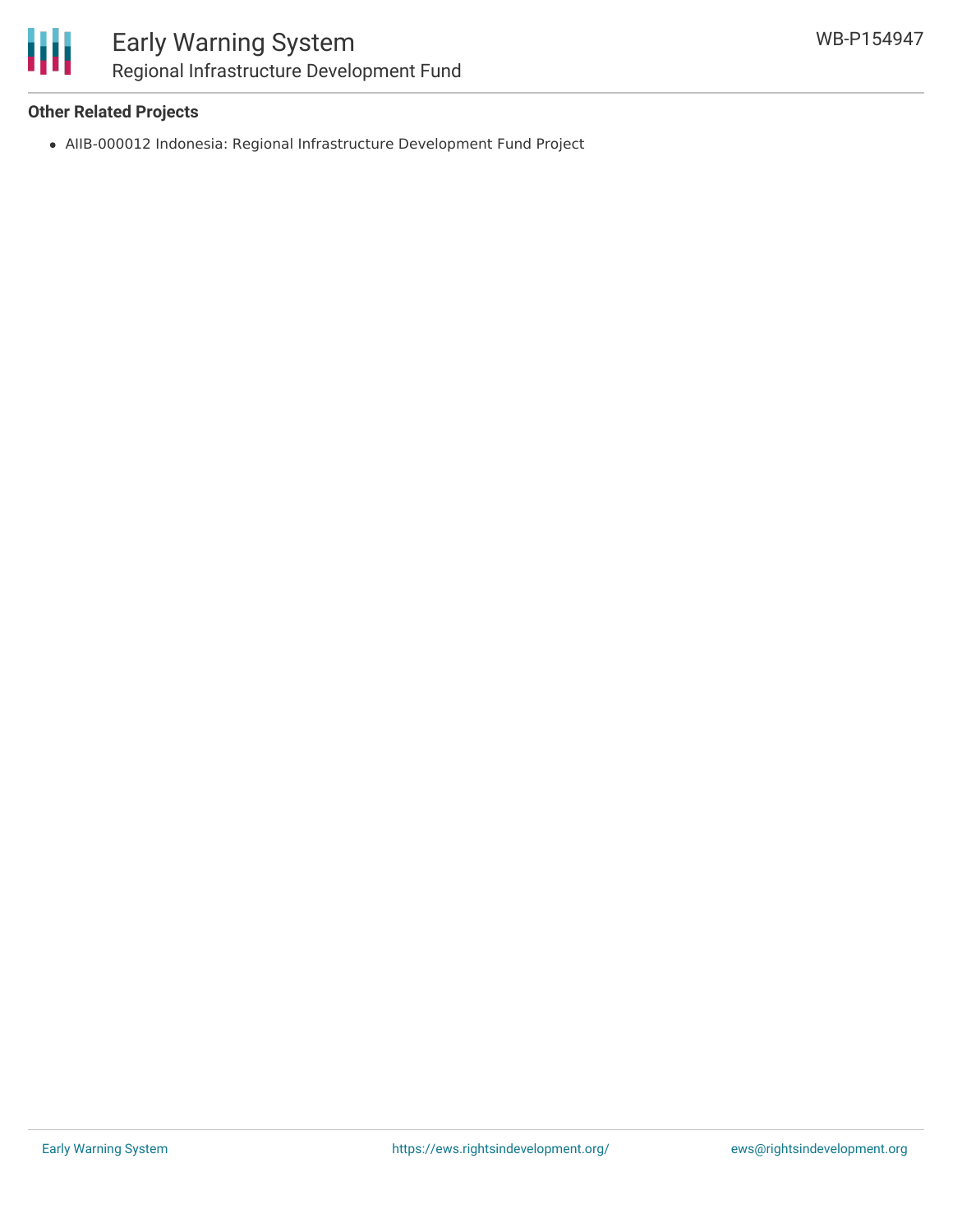**Other Related Projects**

- AIIB-000012 Indonesia: Regional Infrastructure Development Fund Project